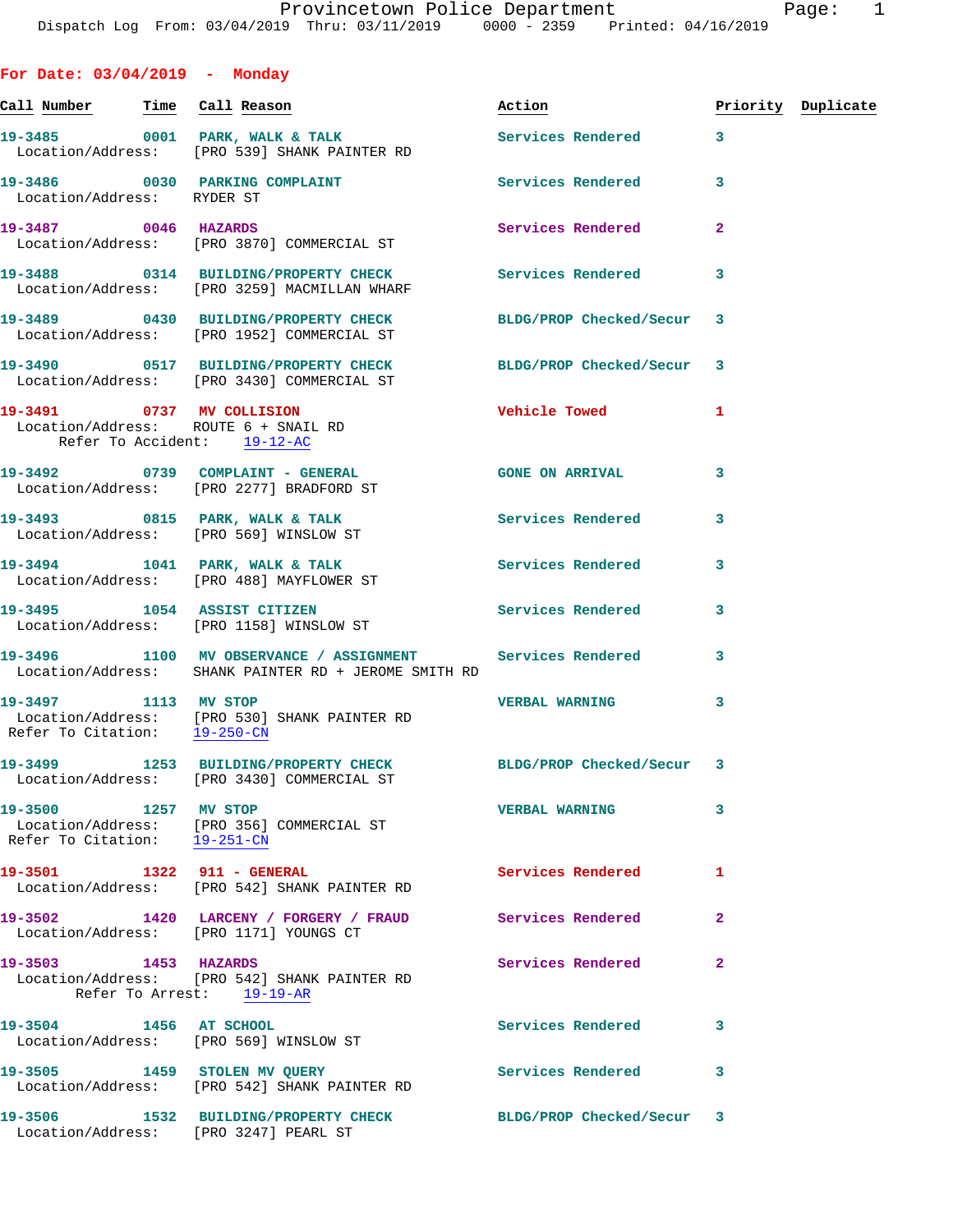Provincetown Police Department
Dispatch Log From: 03/04/2019 Thru: 03/11/2019 0000 - 2359 Printed: 04/16/2019

## For Date: 03/04/2019 - Monday

| Call Number | Time | Call Reason | Action | Priority | Duplicate |
|---|---|---|---|---|---|
| 19-3485 | 0001 | PARK, WALK & TALK | Services Rendered | 3 | |
| Location/Address: | | [PRO 539] SHANK PAINTER RD | | | |
| 19-3486 | 0030 | PARKING COMPLAINT | Services Rendered | 3 | |
| Location/Address: | | RYDER ST | | | |
| 19-3487 | 0046 | HAZARDS | Services Rendered | 2 | |
| Location/Address: | | [PRO 3870] COMMERCIAL ST | | | |
| 19-3488 | 0314 | BUILDING/PROPERTY CHECK | Services Rendered | 3 | |
| Location/Address: | | [PRO 3259] MACMILLAN WHARF | | | |
| 19-3489 | 0430 | BUILDING/PROPERTY CHECK | BLDG/PROP Checked/Secur | 3 | |
| Location/Address: | | [PRO 1952] COMMERCIAL ST | | | |
| 19-3490 | 0517 | BUILDING/PROPERTY CHECK | BLDG/PROP Checked/Secur | 3 | |
| Location/Address: | | [PRO 3430] COMMERCIAL ST | | | |
| 19-3491 | 0737 | MV COLLISION | Vehicle Towed | 1 | |
| Location/Address: | | ROUTE 6 + SNAIL RD | | | |
| Refer To Accident: | | 19-12-AC | | | |
| 19-3492 | 0739 | COMPLAINT - GENERAL | GONE ON ARRIVAL | 3 | |
| Location/Address: | | [PRO 2277] BRADFORD ST | | | |
| 19-3493 | 0815 | PARK, WALK & TALK | Services Rendered | 3 | |
| Location/Address: | | [PRO 569] WINSLOW ST | | | |
| 19-3494 | 1041 | PARK, WALK & TALK | Services Rendered | 3 | |
| Location/Address: | | [PRO 488] MAYFLOWER ST | | | |
| 19-3495 | 1054 | ASSIST CITIZEN | Services Rendered | 3 | |
| Location/Address: | | [PRO 1158] WINSLOW ST | | | |
| 19-3496 | 1100 | MV OBSERVANCE / ASSIGNMENT | Services Rendered | 3 | |
| Location/Address: | | SHANK PAINTER RD + JEROME SMITH RD | | | |
| 19-3497 | 1113 | MV STOP | VERBAL WARNING | 3 | |
| Location/Address: | | [PRO 530] SHANK PAINTER RD | | | |
| Refer To Citation: | | 19-250-CN | | | |
| 19-3499 | 1253 | BUILDING/PROPERTY CHECK | BLDG/PROP Checked/Secur | 3 | |
| Location/Address: | | [PRO 3430] COMMERCIAL ST | | | |
| 19-3500 | 1257 | MV STOP | VERBAL WARNING | 3 | |
| Location/Address: | | [PRO 356] COMMERCIAL ST | | | |
| Refer To Citation: | | 19-251-CN | | | |
| 19-3501 | 1322 | 911 - GENERAL | Services Rendered | 1 | |
| Location/Address: | | [PRO 542] SHANK PAINTER RD | | | |
| 19-3502 | 1420 | LARCENY / FORGERY / FRAUD | Services Rendered | 2 | |
| Location/Address: | | [PRO 1171] YOUNGS CT | | | |
| 19-3503 | 1453 | HAZARDS | Services Rendered | 2 | |
| Location/Address: | | [PRO 542] SHANK PAINTER RD | | | |
| Refer To Arrest: | | 19-19-AR | | | |
| 19-3504 | 1456 | AT SCHOOL | Services Rendered | 3 | |
| Location/Address: | | [PRO 569] WINSLOW ST | | | |
| 19-3505 | 1459 | STOLEN MV QUERY | Services Rendered | 3 | |
| Location/Address: | | [PRO 542] SHANK PAINTER RD | | | |
| 19-3506 | 1532 | BUILDING/PROPERTY CHECK | BLDG/PROP Checked/Secur | 3 | |
| Location/Address: | | [PRO 3247] PEARL ST | | | |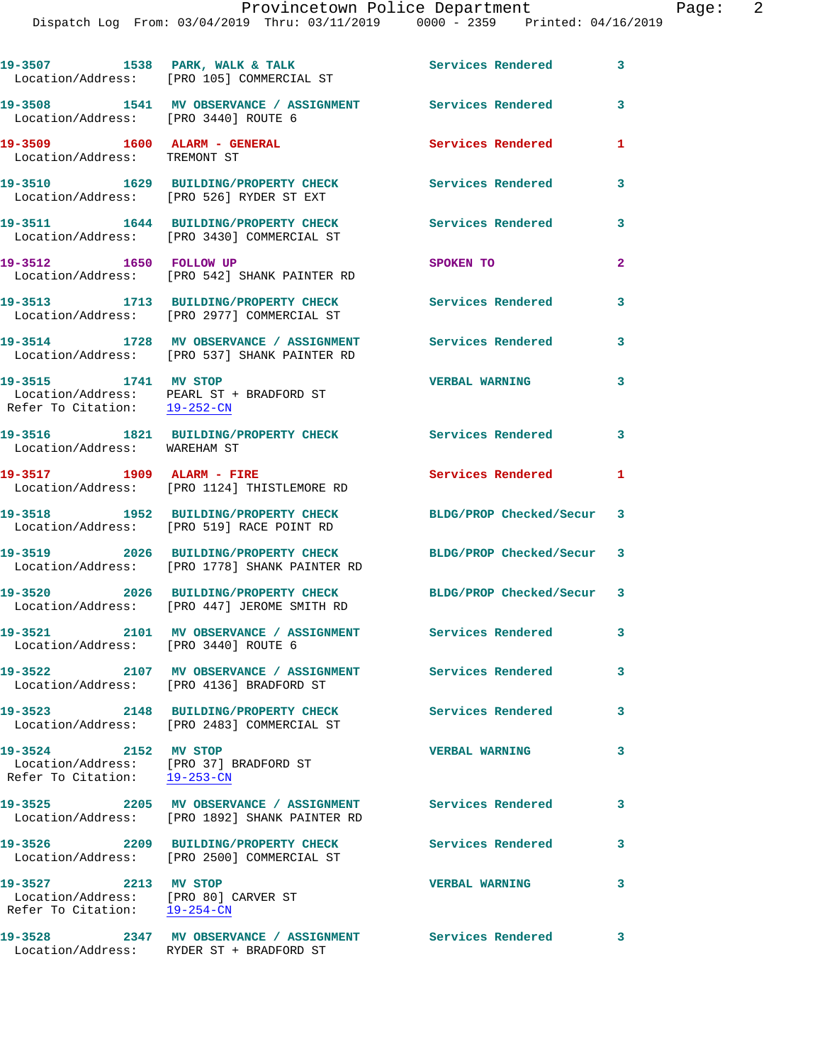19-3507 1538 PARK, WALK & TALK Services Rendered 3
Location/Address: [PRO 105] COMMERCIAL ST

19-3508 1541 MV OBSERVANCE / ASSIGNMENT Services Rendered 3
Location/Address: [PRO 3440] ROUTE 6

19-3509 1600 ALARM - GENERAL Services Rendered 1
Location/Address: TREMONT ST

19-3510 1629 BUILDING/PROPERTY CHECK Services Rendered 3
Location/Address: [PRO 526] RYDER ST EXT

19-3511 1644 BUILDING/PROPERTY CHECK Services Rendered 3
Location/Address: [PRO 3430] COMMERCIAL ST

19-3512 1650 FOLLOW UP SPOKEN TO 2
Location/Address: [PRO 542] SHANK PAINTER RD

19-3513 1713 BUILDING/PROPERTY CHECK Services Rendered 3
Location/Address: [PRO 2977] COMMERCIAL ST

19-3514 1728 MV OBSERVANCE / ASSIGNMENT Services Rendered 3
Location/Address: [PRO 537] SHANK PAINTER RD

19-3515 1741 MV STOP VERBAL WARNING 3
Location/Address: PEARL ST + BRADFORD ST
Refer To Citation: 19-252-CN

19-3516 1821 BUILDING/PROPERTY CHECK Services Rendered 3
Location/Address: WAREHAM ST

19-3517 1909 ALARM - FIRE Services Rendered 1
Location/Address: [PRO 1124] THISTLEMORE RD

19-3518 1952 BUILDING/PROPERTY CHECK BLDG/PROP Checked/Secur 3
Location/Address: [PRO 519] RACE POINT RD

19-3519 2026 BUILDING/PROPERTY CHECK BLDG/PROP Checked/Secur 3
Location/Address: [PRO 1778] SHANK PAINTER RD

19-3520 2026 BUILDING/PROPERTY CHECK BLDG/PROP Checked/Secur 3
Location/Address: [PRO 447] JEROME SMITH RD

19-3521 2101 MV OBSERVANCE / ASSIGNMENT Services Rendered 3
Location/Address: [PRO 3440] ROUTE 6

19-3522 2107 MV OBSERVANCE / ASSIGNMENT Services Rendered 3
Location/Address: [PRO 4136] BRADFORD ST

19-3523 2148 BUILDING/PROPERTY CHECK Services Rendered 3
Location/Address: [PRO 2483] COMMERCIAL ST

19-3524 2152 MV STOP VERBAL WARNING 3
Location/Address: [PRO 37] BRADFORD ST
Refer To Citation: 19-253-CN

19-3525 2205 MV OBSERVANCE / ASSIGNMENT Services Rendered 3
Location/Address: [PRO 1892] SHANK PAINTER RD

19-3526 2209 BUILDING/PROPERTY CHECK Services Rendered 3
Location/Address: [PRO 2500] COMMERCIAL ST

19-3527 2213 MV STOP VERBAL WARNING 3
Location/Address: [PRO 80] CARVER ST
Refer To Citation: 19-254-CN

19-3528 2347 MV OBSERVANCE / ASSIGNMENT Services Rendered 3
Location/Address: RYDER ST + BRADFORD ST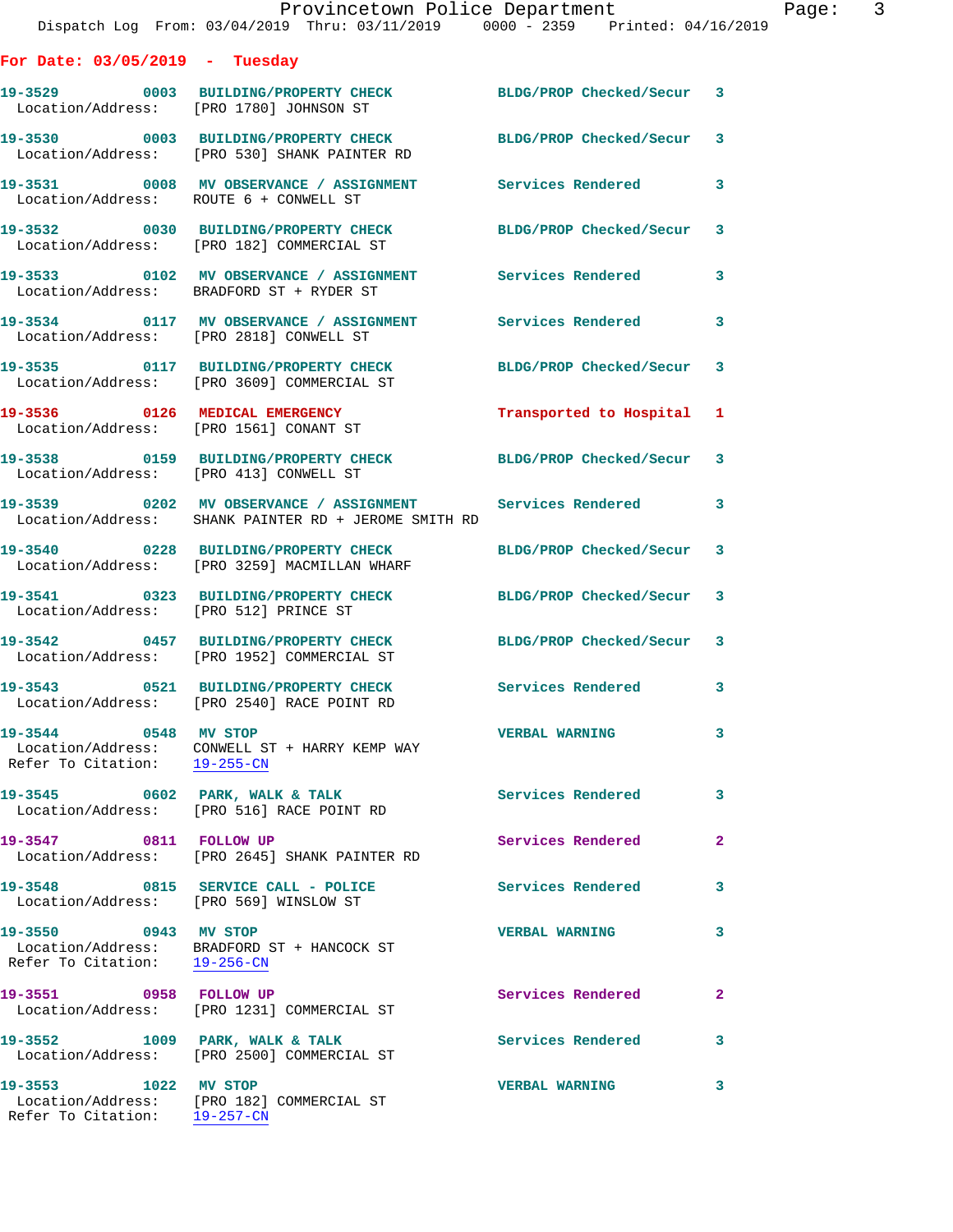## For Date: 03/05/2019 - Tuesday

**19-3529** 0003 **BUILDING/PROPERTY CHECK** BLDG/PROP Checked/Secur 3
Location/Address: [PRO 1780] JOHNSON ST

**19-3530** 0003 **BUILDING/PROPERTY CHECK** BLDG/PROP Checked/Secur 3
Location/Address: [PRO 530] SHANK PAINTER RD

**19-3531** 0008 **MV OBSERVANCE / ASSIGNMENT** Services Rendered 3
Location/Address: ROUTE 6 + CONWELL ST

**19-3532** 0030 **BUILDING/PROPERTY CHECK** BLDG/PROP Checked/Secur 3
Location/Address: [PRO 182] COMMERCIAL ST

**19-3533** 0102 **MV OBSERVANCE / ASSIGNMENT** Services Rendered 3
Location/Address: BRADFORD ST + RYDER ST

**19-3534** 0117 **MV OBSERVANCE / ASSIGNMENT** Services Rendered 3
Location/Address: [PRO 2818] CONWELL ST

**19-3535** 0117 **BUILDING/PROPERTY CHECK** BLDG/PROP Checked/Secur 3
Location/Address: [PRO 3609] COMMERCIAL ST

**19-3536** 0126 **MEDICAL EMERGENCY** Transported to Hospital 1
Location/Address: [PRO 1561] CONANT ST

**19-3538** 0159 **BUILDING/PROPERTY CHECK** BLDG/PROP Checked/Secur 3
Location/Address: [PRO 413] CONWELL ST

**19-3539** 0202 **MV OBSERVANCE / ASSIGNMENT** Services Rendered 3
Location/Address: SHANK PAINTER RD + JEROME SMITH RD

**19-3540** 0228 **BUILDING/PROPERTY CHECK** BLDG/PROP Checked/Secur 3
Location/Address: [PRO 3259] MACMILLAN WHARF

**19-3541** 0323 **BUILDING/PROPERTY CHECK** BLDG/PROP Checked/Secur 3
Location/Address: [PRO 512] PRINCE ST

**19-3542** 0457 **BUILDING/PROPERTY CHECK** BLDG/PROP Checked/Secur 3
Location/Address: [PRO 1952] COMMERCIAL ST

**19-3543** 0521 **BUILDING/PROPERTY CHECK** Services Rendered 3
Location/Address: [PRO 2540] RACE POINT RD

**19-3544** 0548 **MV STOP** VERBAL WARNING 3
Location/Address: CONWELL ST + HARRY KEMP WAY
Refer To Citation: 19-255-CN

**19-3545** 0602 **PARK, WALK & TALK** Services Rendered 3
Location/Address: [PRO 516] RACE POINT RD

**19-3547** 0811 **FOLLOW UP** Services Rendered 2
Location/Address: [PRO 2645] SHANK PAINTER RD

**19-3548** 0815 **SERVICE CALL - POLICE** Services Rendered 3
Location/Address: [PRO 569] WINSLOW ST

**19-3550** 0943 **MV STOP** VERBAL WARNING 3
Location/Address: BRADFORD ST + HANCOCK ST
Refer To Citation: 19-256-CN

**19-3551** 0958 **FOLLOW UP** Services Rendered 2
Location/Address: [PRO 1231] COMMERCIAL ST

**19-3552** 1009 **PARK, WALK & TALK** Services Rendered 3
Location/Address: [PRO 2500] COMMERCIAL ST

**19-3553** 1022 **MV STOP** VERBAL WARNING 3
Location/Address: [PRO 182] COMMERCIAL ST
Refer To Citation: 19-257-CN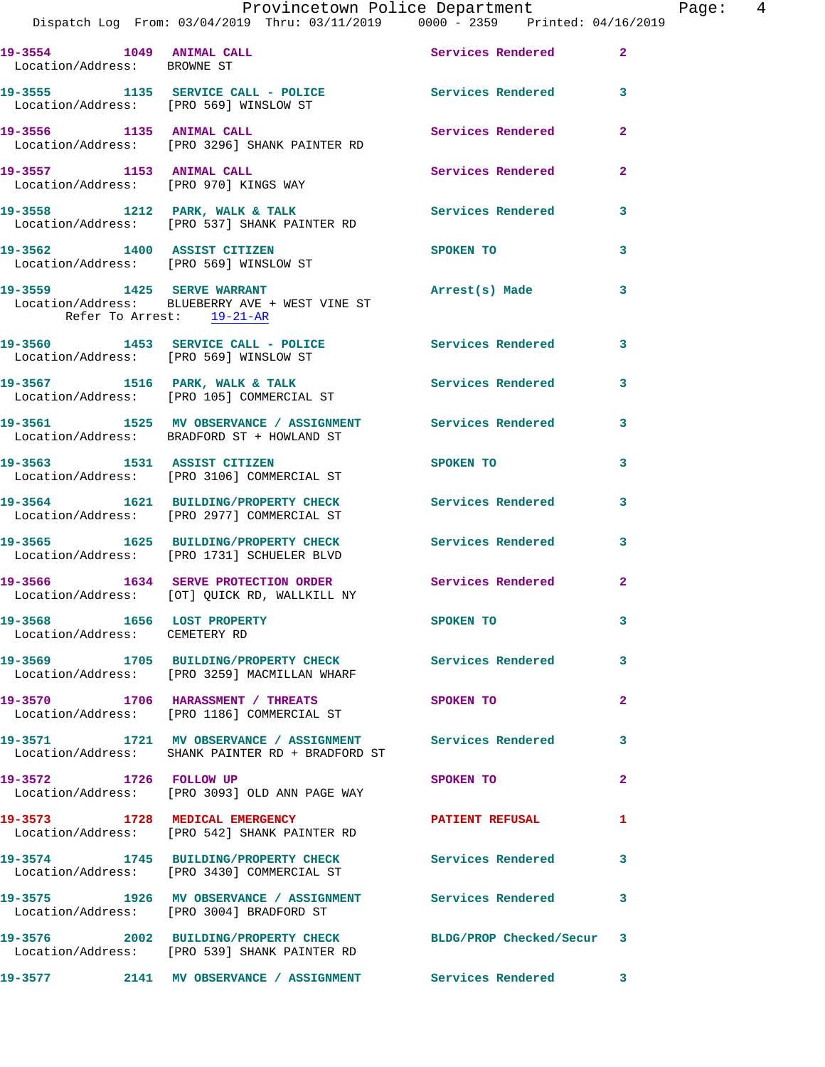19-3554 1049 ANIMAL CALL Services Rendered 2
Location/Address: BROWNE ST

19-3555 1135 SERVICE CALL - POLICE Services Rendered 3
Location/Address: [PRO 569] WINSLOW ST

19-3556 1135 ANIMAL CALL Services Rendered 2
Location/Address: [PRO 3296] SHANK PAINTER RD

19-3557 1153 ANIMAL CALL Services Rendered 2
Location/Address: [PRO 970] KINGS WAY

19-3558 1212 PARK, WALK & TALK Services Rendered 3
Location/Address: [PRO 537] SHANK PAINTER RD

19-3562 1400 ASSIST CITIZEN SPOKEN TO 3
Location/Address: [PRO 569] WINSLOW ST

19-3559 1425 SERVE WARRANT Arrest(s) Made 3
Location/Address: BLUEBERRY AVE + WEST VINE ST
Refer To Arrest: 19-21-AR

19-3560 1453 SERVICE CALL - POLICE Services Rendered 3
Location/Address: [PRO 569] WINSLOW ST

19-3567 1516 PARK, WALK & TALK Services Rendered 3
Location/Address: [PRO 105] COMMERCIAL ST

19-3561 1525 MV OBSERVANCE / ASSIGNMENT Services Rendered 3
Location/Address: BRADFORD ST + HOWLAND ST

19-3563 1531 ASSIST CITIZEN SPOKEN TO 3
Location/Address: [PRO 3106] COMMERCIAL ST

19-3564 1621 BUILDING/PROPERTY CHECK Services Rendered 3
Location/Address: [PRO 2977] COMMERCIAL ST

19-3565 1625 BUILDING/PROPERTY CHECK Services Rendered 3
Location/Address: [PRO 1731] SCHUELER BLVD

19-3566 1634 SERVE PROTECTION ORDER Services Rendered 2
Location/Address: [OT] QUICK RD, WALLKILL NY

19-3568 1656 LOST PROPERTY SPOKEN TO 3
Location/Address: CEMETERY RD

19-3569 1705 BUILDING/PROPERTY CHECK Services Rendered 3
Location/Address: [PRO 3259] MACMILLAN WHARF

19-3570 1706 HARASSMENT / THREATS SPOKEN TO 2
Location/Address: [PRO 1186] COMMERCIAL ST

19-3571 1721 MV OBSERVANCE / ASSIGNMENT Services Rendered 3
Location/Address: SHANK PAINTER RD + BRADFORD ST

19-3572 1726 FOLLOW UP SPOKEN TO 2
Location/Address: [PRO 3093] OLD ANN PAGE WAY

19-3573 1728 MEDICAL EMERGENCY PATIENT REFUSAL 1
Location/Address: [PRO 542] SHANK PAINTER RD

19-3574 1745 BUILDING/PROPERTY CHECK Services Rendered 3
Location/Address: [PRO 3430] COMMERCIAL ST

19-3575 1926 MV OBSERVANCE / ASSIGNMENT Services Rendered 3
Location/Address: [PRO 3004] BRADFORD ST

19-3576 2002 BUILDING/PROPERTY CHECK BLDG/PROP Checked/Secur 3
Location/Address: [PRO 539] SHANK PAINTER RD

19-3577 2141 MV OBSERVANCE / ASSIGNMENT Services Rendered 3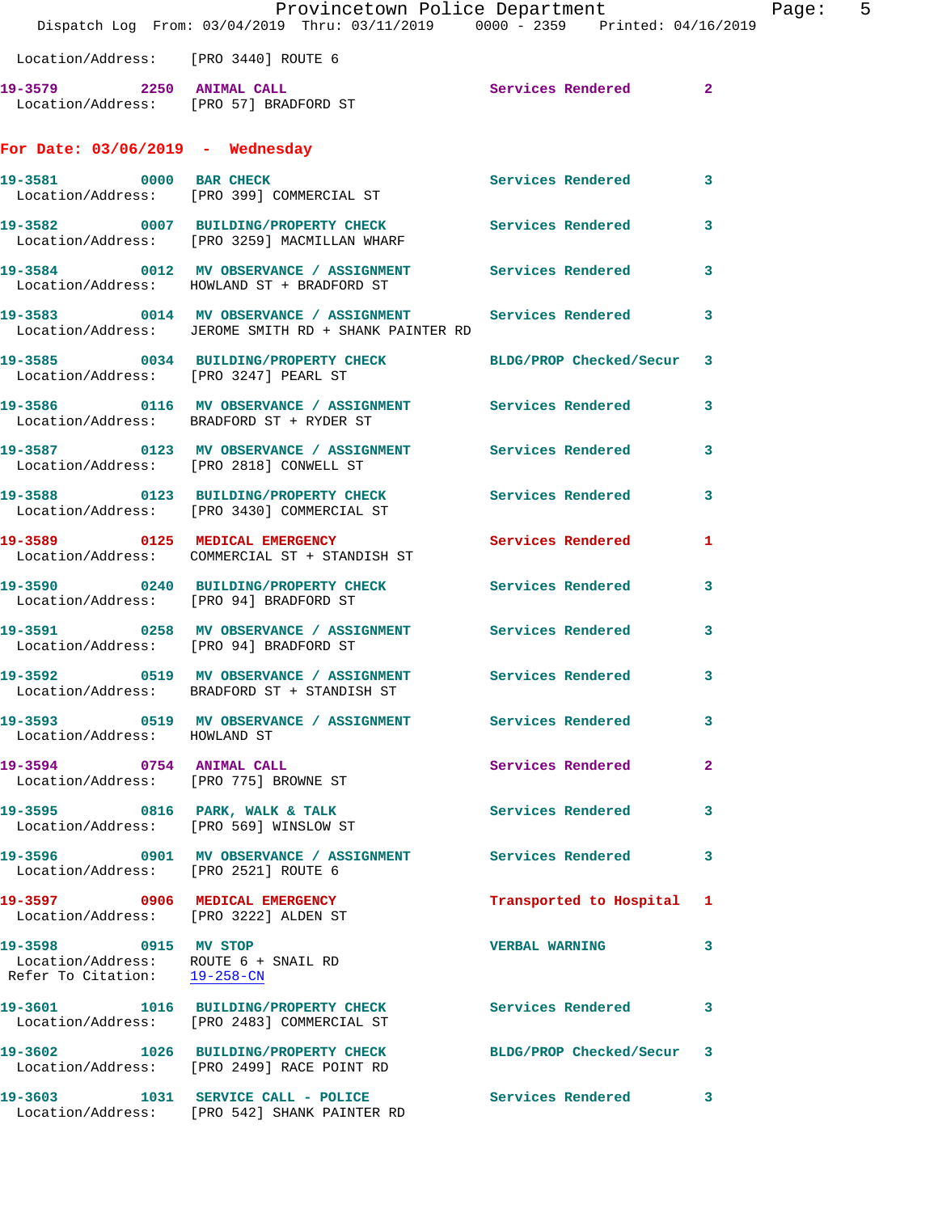Location/Address: [PRO 3440] ROUTE 6

19-3579 2250 **ANIMAL CALL** Services Rendered 2
Location/Address: [PRO 57] BRADFORD ST

## For Date: 03/06/2019 - Wednesday

19-3581 0000 **BAR CHECK** Services Rendered 3
Location/Address: [PRO 399] COMMERCIAL ST

19-3582 0007 **BUILDING/PROPERTY CHECK** Services Rendered 3
Location/Address: [PRO 3259] MACMILLAN WHARF

19-3584 0012 **MV OBSERVANCE / ASSIGNMENT** Services Rendered 3
Location/Address: HOWLAND ST + BRADFORD ST

19-3583 0014 **MV OBSERVANCE / ASSIGNMENT** Services Rendered 3
Location/Address: JEROME SMITH RD + SHANK PAINTER RD

19-3585 0034 **BUILDING/PROPERTY CHECK** BLDG/PROP Checked/Secur 3
Location/Address: [PRO 3247] PEARL ST

19-3586 0116 **MV OBSERVANCE / ASSIGNMENT** Services Rendered 3
Location/Address: BRADFORD ST + RYDER ST

19-3587 0123 **MV OBSERVANCE / ASSIGNMENT** Services Rendered 3
Location/Address: [PRO 2818] CONWELL ST

19-3588 0123 **BUILDING/PROPERTY CHECK** Services Rendered 3
Location/Address: [PRO 3430] COMMERCIAL ST

19-3589 0125 **MEDICAL EMERGENCY** Services Rendered 1
Location/Address: COMMERCIAL ST + STANDISH ST

19-3590 0240 **BUILDING/PROPERTY CHECK** Services Rendered 3
Location/Address: [PRO 94] BRADFORD ST

19-3591 0258 **MV OBSERVANCE / ASSIGNMENT** Services Rendered 3
Location/Address: [PRO 94] BRADFORD ST

19-3592 0519 **MV OBSERVANCE / ASSIGNMENT** Services Rendered 3
Location/Address: BRADFORD ST + STANDISH ST

19-3593 0519 **MV OBSERVANCE / ASSIGNMENT** Services Rendered 3
Location/Address: HOWLAND ST

19-3594 0754 **ANIMAL CALL** Services Rendered 2
Location/Address: [PRO 775] BROWNE ST

19-3595 0816 **PARK, WALK & TALK** Services Rendered 3
Location/Address: [PRO 569] WINSLOW ST

19-3596 0901 **MV OBSERVANCE / ASSIGNMENT** Services Rendered 3
Location/Address: [PRO 2521] ROUTE 6

19-3597 0906 **MEDICAL EMERGENCY** Transported to Hospital 1
Location/Address: [PRO 3222] ALDEN ST

19-3598 0915 **MV STOP** VERBAL WARNING 3
Location/Address: ROUTE 6 + SNAIL RD
Refer To Citation: 19-258-CN

19-3601 1016 **BUILDING/PROPERTY CHECK** Services Rendered 3
Location/Address: [PRO 2483] COMMERCIAL ST

19-3602 1026 **BUILDING/PROPERTY CHECK** BLDG/PROP Checked/Secur 3
Location/Address: [PRO 2499] RACE POINT RD

19-3603 1031 **SERVICE CALL - POLICE** Services Rendered 3
Location/Address: [PRO 542] SHANK PAINTER RD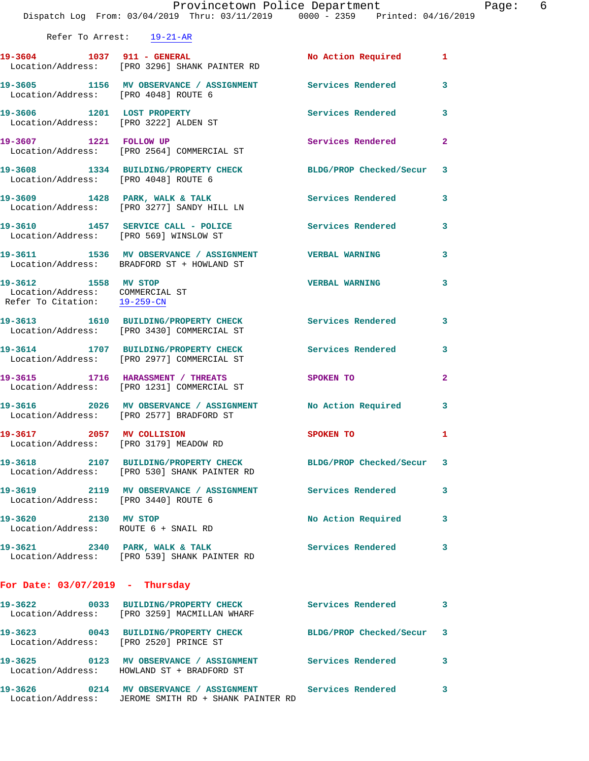Refer To Arrest: 19-21-AR

19-3604 1037 911 - GENERAL No Action Required 1
Location/Address: [PRO 3296] SHANK PAINTER RD

19-3605 1156 MV OBSERVANCE / ASSIGNMENT Services Rendered 3
Location/Address: [PRO 4048] ROUTE 6

19-3606 1201 LOST PROPERTY Services Rendered 3
Location/Address: [PRO 3222] ALDEN ST

19-3607 1221 FOLLOW UP Services Rendered 2
Location/Address: [PRO 2564] COMMERCIAL ST

19-3608 1334 BUILDING/PROPERTY CHECK BLDG/PROP Checked/Secur 3
Location/Address: [PRO 4048] ROUTE 6

19-3609 1428 PARK, WALK & TALK Services Rendered 3
Location/Address: [PRO 3277] SANDY HILL LN

19-3610 1457 SERVICE CALL - POLICE Services Rendered 3
Location/Address: [PRO 569] WINSLOW ST

19-3611 1536 MV OBSERVANCE / ASSIGNMENT VERBAL WARNING 3
Location/Address: BRADFORD ST + HOWLAND ST

19-3612 1558 MV STOP VERBAL WARNING 3
Location/Address: COMMERCIAL ST
Refer To Citation: 19-259-CN

19-3613 1610 BUILDING/PROPERTY CHECK Services Rendered 3
Location/Address: [PRO 3430] COMMERCIAL ST

19-3614 1707 BUILDING/PROPERTY CHECK Services Rendered 3
Location/Address: [PRO 2977] COMMERCIAL ST

19-3615 1716 HARASSMENT / THREATS SPOKEN TO 2
Location/Address: [PRO 1231] COMMERCIAL ST

19-3616 2026 MV OBSERVANCE / ASSIGNMENT No Action Required 3
Location/Address: [PRO 2577] BRADFORD ST

19-3617 2057 MV COLLISION SPOKEN TO 1
Location/Address: [PRO 3179] MEADOW RD

19-3618 2107 BUILDING/PROPERTY CHECK BLDG/PROP Checked/Secur 3
Location/Address: [PRO 530] SHANK PAINTER RD

19-3619 2119 MV OBSERVANCE / ASSIGNMENT Services Rendered 3
Location/Address: [PRO 3440] ROUTE 6

19-3620 2130 MV STOP No Action Required 3
Location/Address: ROUTE 6 + SNAIL RD

19-3621 2340 PARK, WALK & TALK Services Rendered 3
Location/Address: [PRO 539] SHANK PAINTER RD

## For Date: 03/07/2019 - Thursday

19-3622 0033 BUILDING/PROPERTY CHECK Services Rendered 3
Location/Address: [PRO 3259] MACMILLAN WHARF

19-3623 0043 BUILDING/PROPERTY CHECK BLDG/PROP Checked/Secur 3
Location/Address: [PRO 2520] PRINCE ST

19-3625 0123 MV OBSERVANCE / ASSIGNMENT Services Rendered 3
Location/Address: HOWLAND ST + BRADFORD ST

19-3626 0214 MV OBSERVANCE / ASSIGNMENT Services Rendered 3
Location/Address: JEROME SMITH RD + SHANK PAINTER RD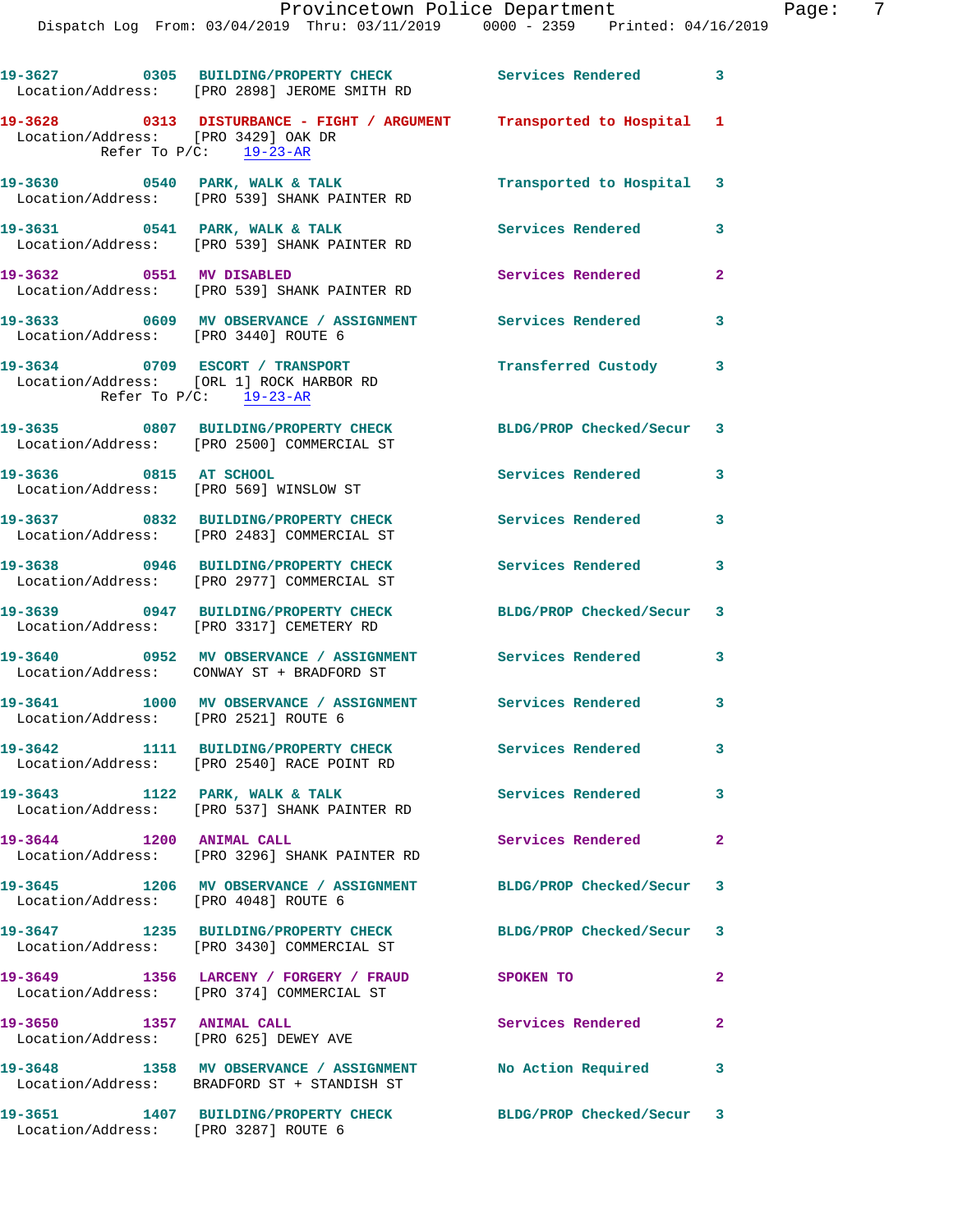19-3627 0305 BUILDING/PROPERTY CHECK Services Rendered 3
Location/Address: [PRO 2898] JEROME SMITH RD

19-3628 0313 DISTURBANCE - FIGHT / ARGUMENT Transported to Hospital 1
Location/Address: [PRO 3429] OAK DR
Refer To P/C: 19-23-AR

19-3630 0540 PARK, WALK & TALK Transported to Hospital 3
Location/Address: [PRO 539] SHANK PAINTER RD

19-3631 0541 PARK, WALK & TALK Services Rendered 3
Location/Address: [PRO 539] SHANK PAINTER RD

19-3632 0551 MV DISABLED Services Rendered 2
Location/Address: [PRO 539] SHANK PAINTER RD

19-3633 0609 MV OBSERVANCE / ASSIGNMENT Services Rendered 3
Location/Address: [PRO 3440] ROUTE 6

19-3634 0709 ESCORT / TRANSPORT Transferred Custody 3
Location/Address: [ORL 1] ROCK HARBOR RD
Refer To P/C: 19-23-AR

19-3635 0807 BUILDING/PROPERTY CHECK BLDG/PROP Checked/Secur 3
Location/Address: [PRO 2500] COMMERCIAL ST

19-3636 0815 AT SCHOOL Services Rendered 3
Location/Address: [PRO 569] WINSLOW ST

19-3637 0832 BUILDING/PROPERTY CHECK Services Rendered 3
Location/Address: [PRO 2483] COMMERCIAL ST

19-3638 0946 BUILDING/PROPERTY CHECK Services Rendered 3
Location/Address: [PRO 2977] COMMERCIAL ST

19-3639 0947 BUILDING/PROPERTY CHECK BLDG/PROP Checked/Secur 3
Location/Address: [PRO 3317] CEMETERY RD

19-3640 0952 MV OBSERVANCE / ASSIGNMENT Services Rendered 3
Location/Address: CONWAY ST + BRADFORD ST

19-3641 1000 MV OBSERVANCE / ASSIGNMENT Services Rendered 3
Location/Address: [PRO 2521] ROUTE 6

19-3642 1111 BUILDING/PROPERTY CHECK Services Rendered 3
Location/Address: [PRO 2540] RACE POINT RD

19-3643 1122 PARK, WALK & TALK Services Rendered 3
Location/Address: [PRO 537] SHANK PAINTER RD

19-3644 1200 ANIMAL CALL Services Rendered 2
Location/Address: [PRO 3296] SHANK PAINTER RD

19-3645 1206 MV OBSERVANCE / ASSIGNMENT BLDG/PROP Checked/Secur 3
Location/Address: [PRO 4048] ROUTE 6

19-3647 1235 BUILDING/PROPERTY CHECK BLDG/PROP Checked/Secur 3
Location/Address: [PRO 3430] COMMERCIAL ST

19-3649 1356 LARCENY / FORGERY / FRAUD SPOKEN TO 2
Location/Address: [PRO 374] COMMERCIAL ST

19-3650 1357 ANIMAL CALL Services Rendered 2
Location/Address: [PRO 625] DEWEY AVE

19-3648 1358 MV OBSERVANCE / ASSIGNMENT No Action Required 3
Location/Address: BRADFORD ST + STANDISH ST

19-3651 1407 BUILDING/PROPERTY CHECK BLDG/PROP Checked/Secur 3
Location/Address: [PRO 3287] ROUTE 6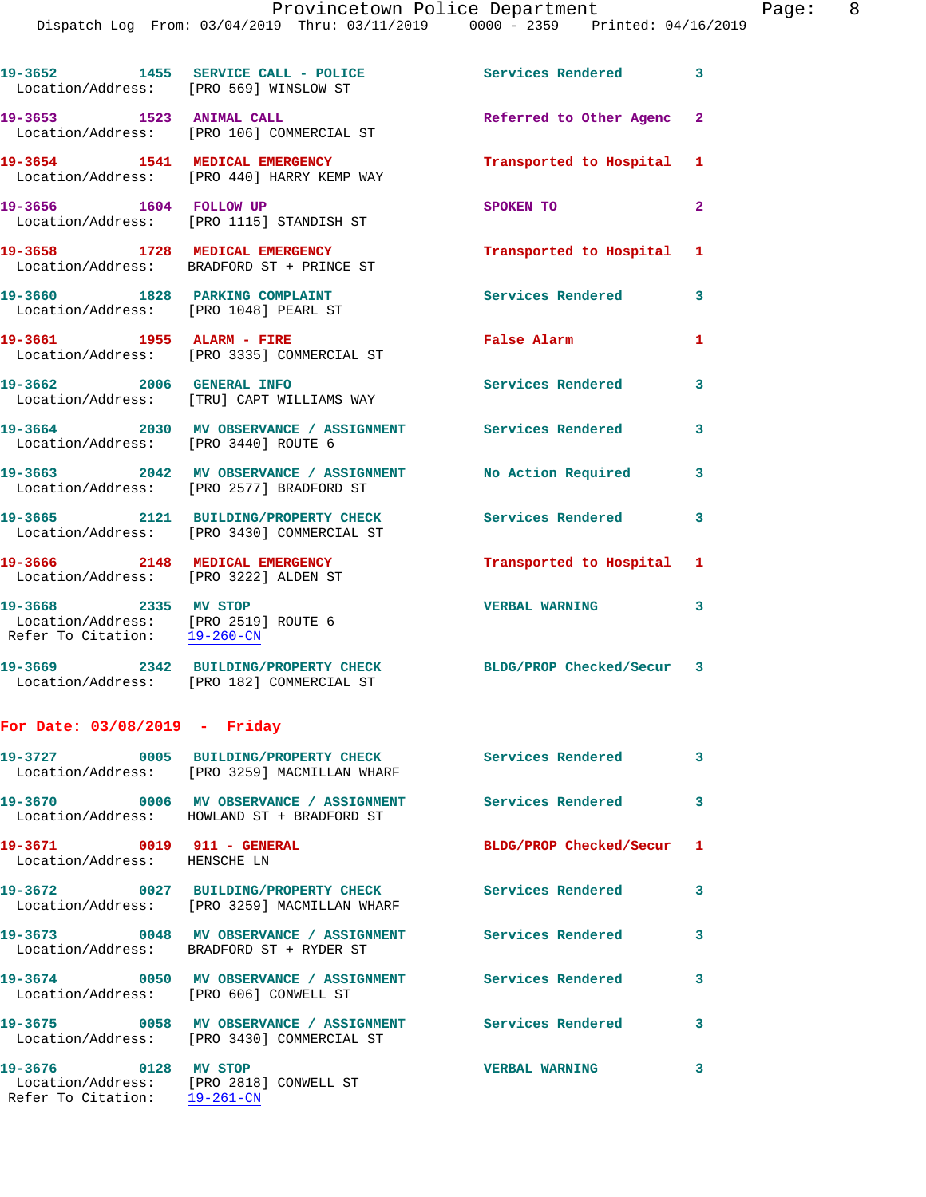19-3652 1455 SERVICE CALL - POLICE Services Rendered 3
Location/Address: [PRO 569] WINSLOW ST

19-3653 1523 ANIMAL CALL Referred to Other Agenc 2
Location/Address: [PRO 106] COMMERCIAL ST

19-3654 1541 MEDICAL EMERGENCY Transported to Hospital 1
Location/Address: [PRO 440] HARRY KEMP WAY

19-3656 1604 FOLLOW UP SPOKEN TO 2
Location/Address: [PRO 1115] STANDISH ST

19-3658 1728 MEDICAL EMERGENCY Transported to Hospital 1
Location/Address: BRADFORD ST + PRINCE ST

19-3660 1828 PARKING COMPLAINT Services Rendered 3
Location/Address: [PRO 1048] PEARL ST

19-3661 1955 ALARM - FIRE False Alarm 1
Location/Address: [PRO 3335] COMMERCIAL ST

19-3662 2006 GENERAL INFO Services Rendered 3
Location/Address: [TRU] CAPT WILLIAMS WAY

19-3664 2030 MV OBSERVANCE / ASSIGNMENT Services Rendered 3
Location/Address: [PRO 3440] ROUTE 6

19-3663 2042 MV OBSERVANCE / ASSIGNMENT No Action Required 3
Location/Address: [PRO 2577] BRADFORD ST

19-3665 2121 BUILDING/PROPERTY CHECK Services Rendered 3
Location/Address: [PRO 3430] COMMERCIAL ST

19-3666 2148 MEDICAL EMERGENCY Transported to Hospital 1
Location/Address: [PRO 3222] ALDEN ST

19-3668 2335 MV STOP VERBAL WARNING 3
Location/Address: [PRO 2519] ROUTE 6
Refer To Citation: 19-260-CN

19-3669 2342 BUILDING/PROPERTY CHECK BLDG/PROP Checked/Secur 3
Location/Address: [PRO 182] COMMERCIAL ST

## For Date: 03/08/2019 - Friday

19-3727 0005 BUILDING/PROPERTY CHECK Services Rendered 3
Location/Address: [PRO 3259] MACMILLAN WHARF

19-3670 0006 MV OBSERVANCE / ASSIGNMENT Services Rendered 3
Location/Address: HOWLAND ST + BRADFORD ST

19-3671 0019 911 - GENERAL BLDG/PROP Checked/Secur 1
Location/Address: HENSCHE LN

19-3672 0027 BUILDING/PROPERTY CHECK Services Rendered 3
Location/Address: [PRO 3259] MACMILLAN WHARF

19-3673 0048 MV OBSERVANCE / ASSIGNMENT Services Rendered 3
Location/Address: BRADFORD ST + RYDER ST

19-3674 0050 MV OBSERVANCE / ASSIGNMENT Services Rendered 3
Location/Address: [PRO 606] CONWELL ST

19-3675 0058 MV OBSERVANCE / ASSIGNMENT Services Rendered 3
Location/Address: [PRO 3430] COMMERCIAL ST

19-3676 0128 MV STOP VERBAL WARNING 3
Location/Address: [PRO 2818] CONWELL ST
Refer To Citation: 19-261-CN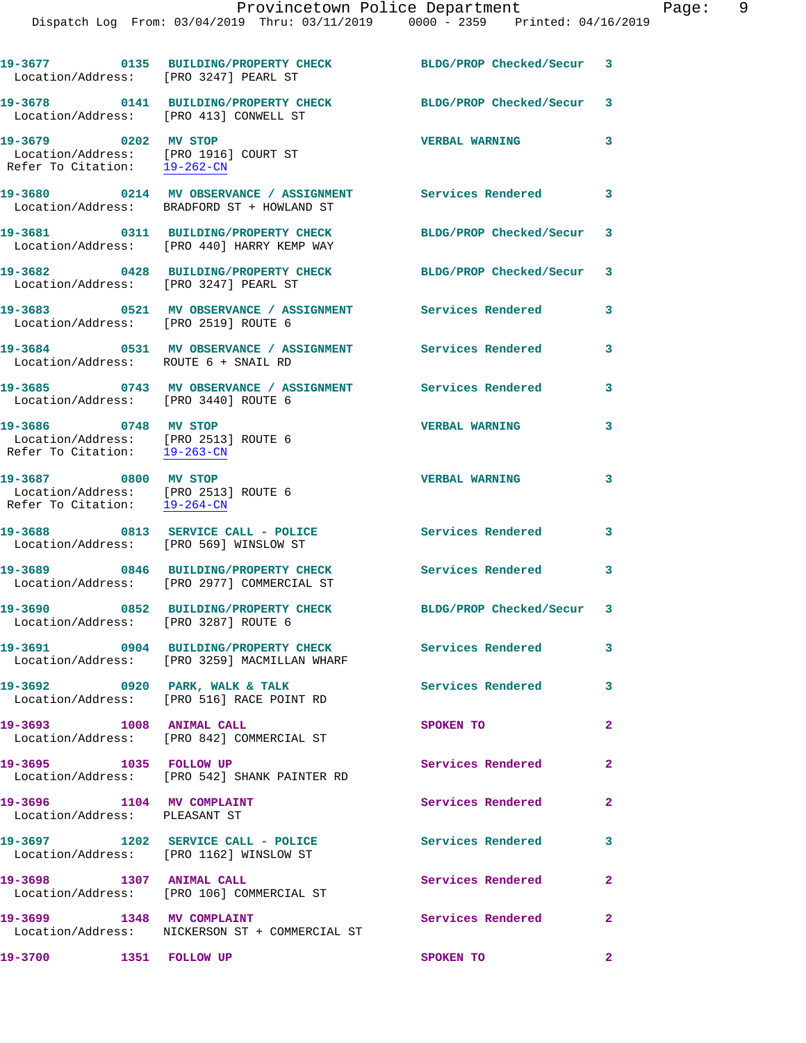19-3677 0135 BUILDING/PROPERTY CHECK BLDG/PROP Checked/Secur 3
Location/Address: [PRO 3247] PEARL ST

19-3678 0141 BUILDING/PROPERTY CHECK BLDG/PROP Checked/Secur 3
Location/Address: [PRO 413] CONWELL ST

19-3679 0202 MV STOP VERBAL WARNING 3
Location/Address: [PRO 1916] COURT ST
Refer To Citation: 19-262-CN

19-3680 0214 MV OBSERVANCE / ASSIGNMENT Services Rendered 3
Location/Address: BRADFORD ST + HOWLAND ST

19-3681 0311 BUILDING/PROPERTY CHECK BLDG/PROP Checked/Secur 3
Location/Address: [PRO 440] HARRY KEMP WAY

19-3682 0428 BUILDING/PROPERTY CHECK BLDG/PROP Checked/Secur 3
Location/Address: [PRO 3247] PEARL ST

19-3683 0521 MV OBSERVANCE / ASSIGNMENT Services Rendered 3
Location/Address: [PRO 2519] ROUTE 6

19-3684 0531 MV OBSERVANCE / ASSIGNMENT Services Rendered 3
Location/Address: ROUTE 6 + SNAIL RD

19-3685 0743 MV OBSERVANCE / ASSIGNMENT Services Rendered 3
Location/Address: [PRO 3440] ROUTE 6

19-3686 0748 MV STOP VERBAL WARNING 3
Location/Address: [PRO 2513] ROUTE 6
Refer To Citation: 19-263-CN

19-3687 0800 MV STOP VERBAL WARNING 3
Location/Address: [PRO 2513] ROUTE 6
Refer To Citation: 19-264-CN

19-3688 0813 SERVICE CALL - POLICE Services Rendered 3
Location/Address: [PRO 569] WINSLOW ST

19-3689 0846 BUILDING/PROPERTY CHECK Services Rendered 3
Location/Address: [PRO 2977] COMMERCIAL ST

19-3690 0852 BUILDING/PROPERTY CHECK BLDG/PROP Checked/Secur 3
Location/Address: [PRO 3287] ROUTE 6

19-3691 0904 BUILDING/PROPERTY CHECK Services Rendered 3
Location/Address: [PRO 3259] MACMILLAN WHARF

19-3692 0920 PARK, WALK & TALK Services Rendered 3
Location/Address: [PRO 516] RACE POINT RD

19-3693 1008 ANIMAL CALL SPOKEN TO 2
Location/Address: [PRO 842] COMMERCIAL ST

19-3695 1035 FOLLOW UP Services Rendered 2
Location/Address: [PRO 542] SHANK PAINTER RD

19-3696 1104 MV COMPLAINT Services Rendered 2
Location/Address: PLEASANT ST

19-3697 1202 SERVICE CALL - POLICE Services Rendered 3
Location/Address: [PRO 1162] WINSLOW ST

19-3698 1307 ANIMAL CALL Services Rendered 2
Location/Address: [PRO 106] COMMERCIAL ST

19-3699 1348 MV COMPLAINT Services Rendered 2
Location/Address: NICKERSON ST + COMMERCIAL ST

19-3700 1351 FOLLOW UP SPOKEN TO 2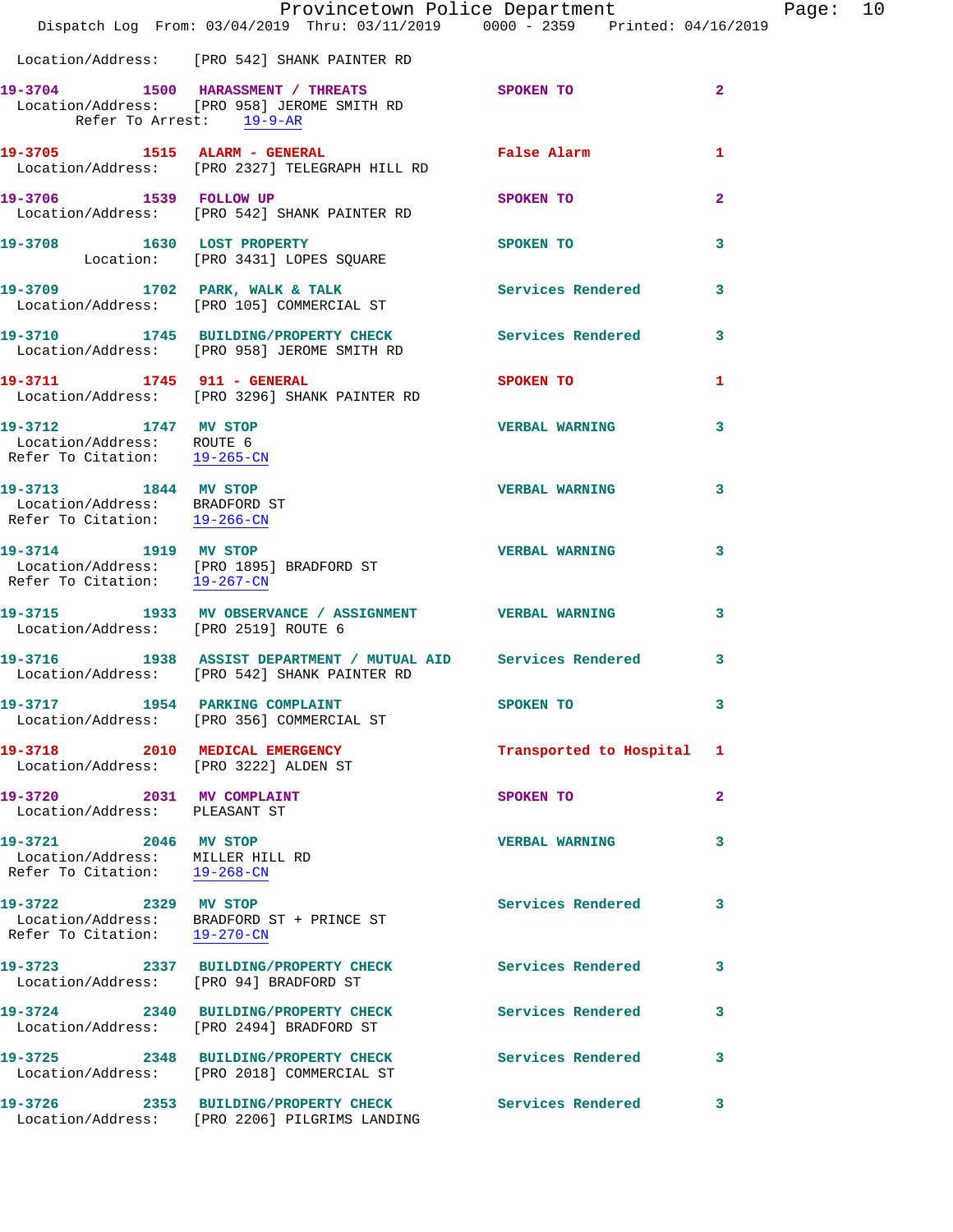Location/Address: [PRO 542] SHANK PAINTER RD

**19-3704** 1500 **HARASSMENT / THREATS** SPOKEN TO 2
Location/Address: [PRO 958] JEROME SMITH RD
Refer To Arrest: 19-9-AR

**19-3705** 1515 **ALARM - GENERAL** False Alarm 1
Location/Address: [PRO 2327] TELEGRAPH HILL RD

**19-3706** 1539 **FOLLOW UP** SPOKEN TO 2
Location/Address: [PRO 542] SHANK PAINTER RD

**19-3708** 1630 **LOST PROPERTY** SPOKEN TO 3
Location: [PRO 3431] LOPES SQUARE

**19-3709** 1702 **PARK, WALK & TALK** Services Rendered 3
Location/Address: [PRO 105] COMMERCIAL ST

**19-3710** 1745 **BUILDING/PROPERTY CHECK** Services Rendered 3
Location/Address: [PRO 958] JEROME SMITH RD

**19-3711** 1745 **911 - GENERAL** SPOKEN TO 1
Location/Address: [PRO 3296] SHANK PAINTER RD

**19-3712** 1747 **MV STOP** VERBAL WARNING 3
Location/Address: ROUTE 6
Refer To Citation: 19-265-CN

**19-3713** 1844 **MV STOP** VERBAL WARNING 3
Location/Address: BRADFORD ST
Refer To Citation: 19-266-CN

**19-3714** 1919 **MV STOP** VERBAL WARNING 3
Location/Address: [PRO 1895] BRADFORD ST
Refer To Citation: 19-267-CN

**19-3715** 1933 **MV OBSERVANCE / ASSIGNMENT** VERBAL WARNING 3
Location/Address: [PRO 2519] ROUTE 6

**19-3716** 1938 **ASSIST DEPARTMENT / MUTUAL AID** Services Rendered 3
Location/Address: [PRO 542] SHANK PAINTER RD

**19-3717** 1954 **PARKING COMPLAINT** SPOKEN TO 3
Location/Address: [PRO 356] COMMERCIAL ST

**19-3718** 2010 **MEDICAL EMERGENCY** Transported to Hospital 1
Location/Address: [PRO 3222] ALDEN ST

**19-3720** 2031 **MV COMPLAINT** SPOKEN TO 2
Location/Address: PLEASANT ST

**19-3721** 2046 **MV STOP** VERBAL WARNING 3
Location/Address: MILLER HILL RD
Refer To Citation: 19-268-CN

**19-3722** 2329 **MV STOP** Services Rendered 3
Location/Address: BRADFORD ST + PRINCE ST
Refer To Citation: 19-270-CN

**19-3723** 2337 **BUILDING/PROPERTY CHECK** Services Rendered 3
Location/Address: [PRO 94] BRADFORD ST

**19-3724** 2340 **BUILDING/PROPERTY CHECK** Services Rendered 3
Location/Address: [PRO 2494] BRADFORD ST

**19-3725** 2348 **BUILDING/PROPERTY CHECK** Services Rendered 3
Location/Address: [PRO 2018] COMMERCIAL ST

**19-3726** 2353 **BUILDING/PROPERTY CHECK** Services Rendered 3
Location/Address: [PRO 2206] PILGRIMS LANDING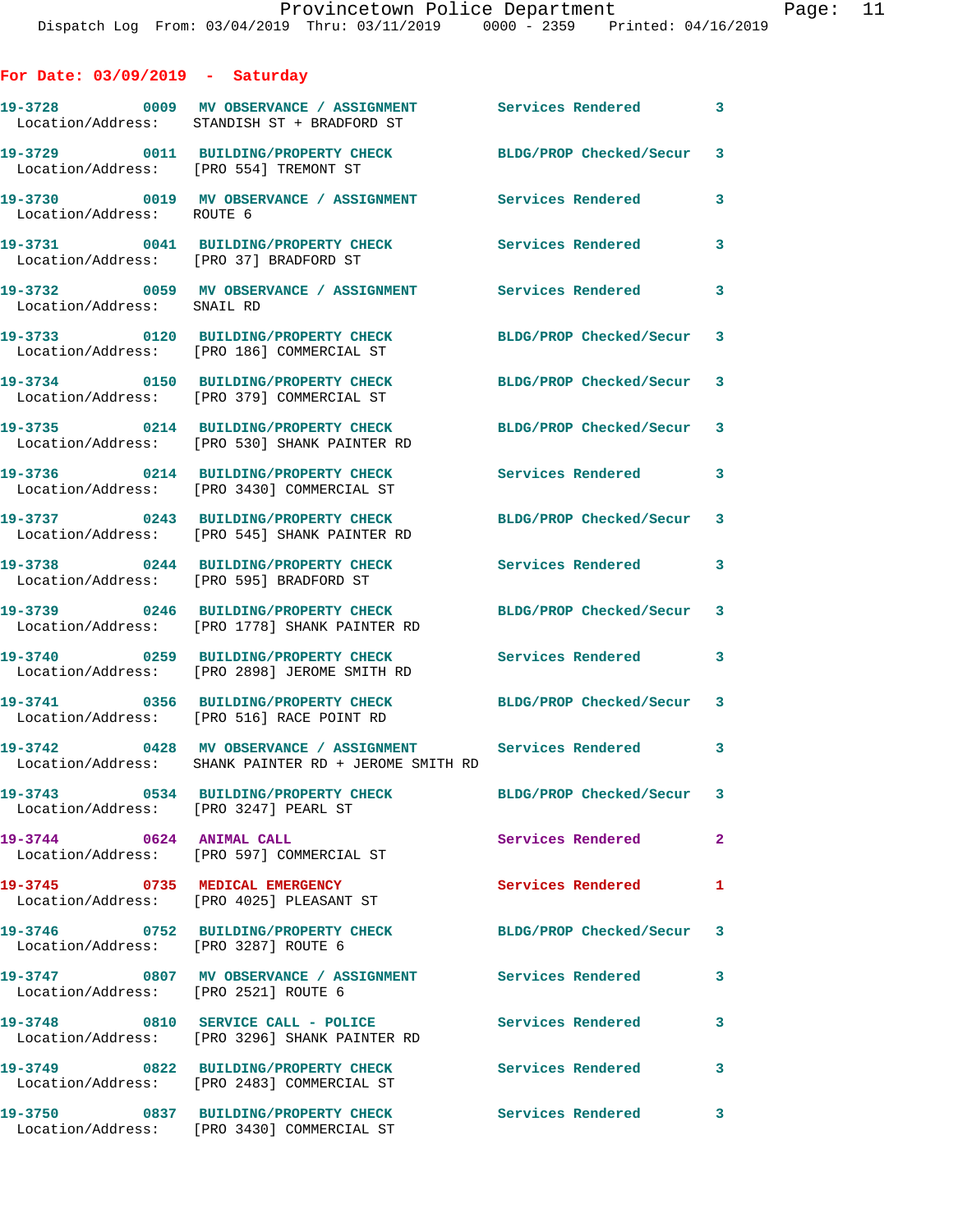**For Date: 03/09/2019 - Saturday**

| Call # | Time | Call Type | Disposition | Priority |
|---|---|---|---|---|
| 19-3728 | 0009 | MV OBSERVANCE / ASSIGNMENT | Services Rendered | 3 |
| Location/Address: | | STANDISH ST + BRADFORD ST | | |
| 19-3729 | 0011 | BUILDING/PROPERTY CHECK | BLDG/PROP Checked/Secur | 3 |
| Location/Address: | | [PRO 554] TREMONT ST | | |
| 19-3730 | 0019 | MV OBSERVANCE / ASSIGNMENT | Services Rendered | 3 |
| Location/Address: | | ROUTE 6 | | |
| 19-3731 | 0041 | BUILDING/PROPERTY CHECK | Services Rendered | 3 |
| Location/Address: | | [PRO 37] BRADFORD ST | | |
| 19-3732 | 0059 | MV OBSERVANCE / ASSIGNMENT | Services Rendered | 3 |
| Location/Address: | | SNAIL RD | | |
| 19-3733 | 0120 | BUILDING/PROPERTY CHECK | BLDG/PROP Checked/Secur | 3 |
| Location/Address: | | [PRO 186] COMMERCIAL ST | | |
| 19-3734 | 0150 | BUILDING/PROPERTY CHECK | BLDG/PROP Checked/Secur | 3 |
| Location/Address: | | [PRO 379] COMMERCIAL ST | | |
| 19-3735 | 0214 | BUILDING/PROPERTY CHECK | BLDG/PROP Checked/Secur | 3 |
| Location/Address: | | [PRO 530] SHANK PAINTER RD | | |
| 19-3736 | 0214 | BUILDING/PROPERTY CHECK | Services Rendered | 3 |
| Location/Address: | | [PRO 3430] COMMERCIAL ST | | |
| 19-3737 | 0243 | BUILDING/PROPERTY CHECK | BLDG/PROP Checked/Secur | 3 |
| Location/Address: | | [PRO 545] SHANK PAINTER RD | | |
| 19-3738 | 0244 | BUILDING/PROPERTY CHECK | Services Rendered | 3 |
| Location/Address: | | [PRO 595] BRADFORD ST | | |
| 19-3739 | 0246 | BUILDING/PROPERTY CHECK | BLDG/PROP Checked/Secur | 3 |
| Location/Address: | | [PRO 1778] SHANK PAINTER RD | | |
| 19-3740 | 0259 | BUILDING/PROPERTY CHECK | Services Rendered | 3 |
| Location/Address: | | [PRO 2898] JEROME SMITH RD | | |
| 19-3741 | 0356 | BUILDING/PROPERTY CHECK | BLDG/PROP Checked/Secur | 3 |
| Location/Address: | | [PRO 516] RACE POINT RD | | |
| 19-3742 | 0428 | MV OBSERVANCE / ASSIGNMENT | Services Rendered | 3 |
| Location/Address: | | SHANK PAINTER RD + JEROME SMITH RD | | |
| 19-3743 | 0534 | BUILDING/PROPERTY CHECK | BLDG/PROP Checked/Secur | 3 |
| Location/Address: | | [PRO 3247] PEARL ST | | |
| 19-3744 | 0624 | ANIMAL CALL | Services Rendered | 2 |
| Location/Address: | | [PRO 597] COMMERCIAL ST | | |
| 19-3745 | 0735 | MEDICAL EMERGENCY | Services Rendered | 1 |
| Location/Address: | | [PRO 4025] PLEASANT ST | | |
| 19-3746 | 0752 | BUILDING/PROPERTY CHECK | BLDG/PROP Checked/Secur | 3 |
| Location/Address: | | [PRO 3287] ROUTE 6 | | |
| 19-3747 | 0807 | MV OBSERVANCE / ASSIGNMENT | Services Rendered | 3 |
| Location/Address: | | [PRO 2521] ROUTE 6 | | |
| 19-3748 | 0810 | SERVICE CALL - POLICE | Services Rendered | 3 |
| Location/Address: | | [PRO 3296] SHANK PAINTER RD | | |
| 19-3749 | 0822 | BUILDING/PROPERTY CHECK | Services Rendered | 3 |
| Location/Address: | | [PRO 2483] COMMERCIAL ST | | |
| 19-3750 | 0837 | BUILDING/PROPERTY CHECK | Services Rendered | 3 |
| Location/Address: | | [PRO 3430] COMMERCIAL ST | | |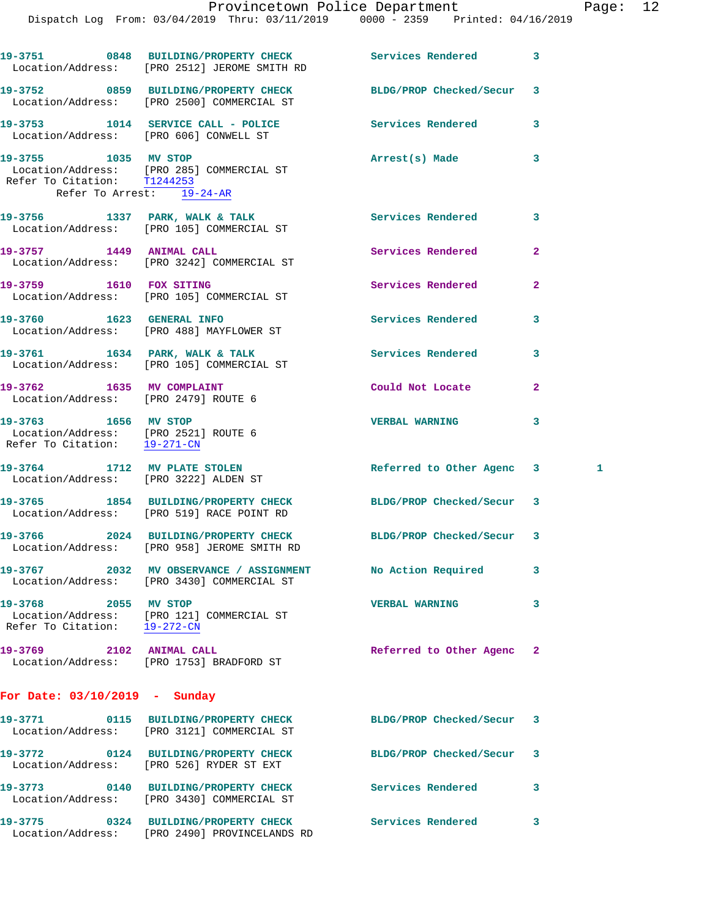19-3751 0848 BUILDING/PROPERTY CHECK Services Rendered 3
Location/Address: [PRO 2512] JEROME SMITH RD

19-3752 0859 BUILDING/PROPERTY CHECK BLDG/PROP Checked/Secur 3
Location/Address: [PRO 2500] COMMERCIAL ST

19-3753 1014 SERVICE CALL - POLICE Services Rendered 3
Location/Address: [PRO 606] CONWELL ST

19-3755 1035 MV STOP Arrest(s) Made 3
Location/Address: [PRO 285] COMMERCIAL ST
Refer To Citation: T1244253
Refer To Arrest: 19-24-AR

19-3756 1337 PARK, WALK & TALK Services Rendered 3
Location/Address: [PRO 105] COMMERCIAL ST

19-3757 1449 ANIMAL CALL Services Rendered 2
Location/Address: [PRO 3242] COMMERCIAL ST

19-3759 1610 FOX SITING Services Rendered 2
Location/Address: [PRO 105] COMMERCIAL ST

19-3760 1623 GENERAL INFO Services Rendered 3
Location/Address: [PRO 488] MAYFLOWER ST

19-3761 1634 PARK, WALK & TALK Services Rendered 3
Location/Address: [PRO 105] COMMERCIAL ST

19-3762 1635 MV COMPLAINT Could Not Locate 2
Location/Address: [PRO 2479] ROUTE 6

19-3763 1656 MV STOP VERBAL WARNING 3
Location/Address: [PRO 2521] ROUTE 6
Refer To Citation: 19-271-CN

19-3764 1712 MV PLATE STOLEN Referred to Other Agenc 3 1
Location/Address: [PRO 3222] ALDEN ST

19-3765 1854 BUILDING/PROPERTY CHECK BLDG/PROP Checked/Secur 3
Location/Address: [PRO 519] RACE POINT RD

19-3766 2024 BUILDING/PROPERTY CHECK BLDG/PROP Checked/Secur 3
Location/Address: [PRO 958] JEROME SMITH RD

19-3767 2032 MV OBSERVANCE / ASSIGNMENT No Action Required 3
Location/Address: [PRO 3430] COMMERCIAL ST

19-3768 2055 MV STOP VERBAL WARNING 3
Location/Address: [PRO 121] COMMERCIAL ST
Refer To Citation: 19-272-CN

19-3769 2102 ANIMAL CALL Referred to Other Agenc 2
Location/Address: [PRO 1753] BRADFORD ST

## For Date: 03/10/2019 - Sunday

19-3771 0115 BUILDING/PROPERTY CHECK BLDG/PROP Checked/Secur 3
Location/Address: [PRO 3121] COMMERCIAL ST

19-3772 0124 BUILDING/PROPERTY CHECK BLDG/PROP Checked/Secur 3
Location/Address: [PRO 526] RYDER ST EXT

19-3773 0140 BUILDING/PROPERTY CHECK Services Rendered 3
Location/Address: [PRO 3430] COMMERCIAL ST

19-3775 0324 BUILDING/PROPERTY CHECK Services Rendered 3
Location/Address: [PRO 2490] PROVINCELANDS RD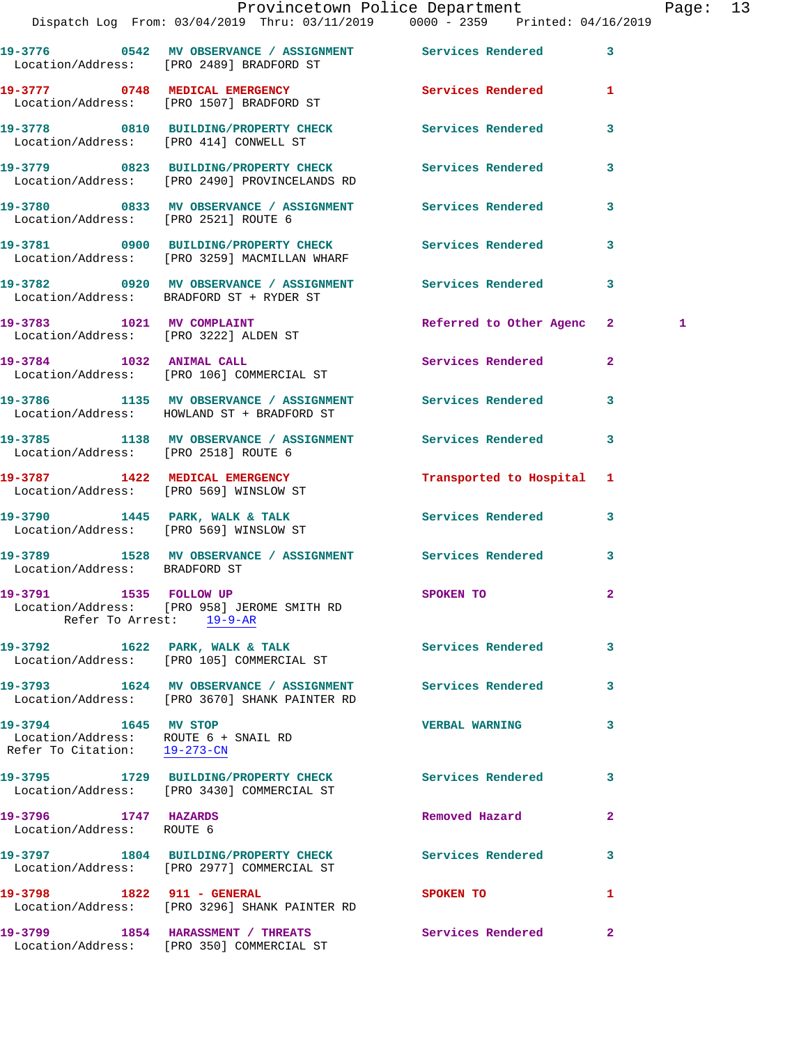19-3776 0542 MV OBSERVANCE / ASSIGNMENT Services Rendered 3
Location/Address: [PRO 2489] BRADFORD ST

19-3777 0748 MEDICAL EMERGENCY Services Rendered 1
Location/Address: [PRO 1507] BRADFORD ST

19-3778 0810 BUILDING/PROPERTY CHECK Services Rendered 3
Location/Address: [PRO 414] CONWELL ST

19-3779 0823 BUILDING/PROPERTY CHECK Services Rendered 3
Location/Address: [PRO 2490] PROVINCELANDS RD

19-3780 0833 MV OBSERVANCE / ASSIGNMENT Services Rendered 3
Location/Address: [PRO 2521] ROUTE 6

19-3781 0900 BUILDING/PROPERTY CHECK Services Rendered 3
Location/Address: [PRO 3259] MACMILLAN WHARF

19-3782 0920 MV OBSERVANCE / ASSIGNMENT Services Rendered 3
Location/Address: BRADFORD ST + RYDER ST

19-3783 1021 MV COMPLAINT Referred to Other Agenc 2 1
Location/Address: [PRO 3222] ALDEN ST

19-3784 1032 ANIMAL CALL Services Rendered 2
Location/Address: [PRO 106] COMMERCIAL ST

19-3786 1135 MV OBSERVANCE / ASSIGNMENT Services Rendered 3
Location/Address: HOWLAND ST + BRADFORD ST

19-3785 1138 MV OBSERVANCE / ASSIGNMENT Services Rendered 3
Location/Address: [PRO 2518] ROUTE 6

19-3787 1422 MEDICAL EMERGENCY Transported to Hospital 1
Location/Address: [PRO 569] WINSLOW ST

19-3790 1445 PARK, WALK & TALK Services Rendered 3
Location/Address: [PRO 569] WINSLOW ST

19-3789 1528 MV OBSERVANCE / ASSIGNMENT Services Rendered 3
Location/Address: BRADFORD ST

19-3791 1535 FOLLOW UP SPOKEN TO 2
Location/Address: [PRO 958] JEROME SMITH RD
Refer To Arrest: 19-9-AR

19-3792 1622 PARK, WALK & TALK Services Rendered 3
Location/Address: [PRO 105] COMMERCIAL ST

19-3793 1624 MV OBSERVANCE / ASSIGNMENT Services Rendered 3
Location/Address: [PRO 3670] SHANK PAINTER RD

19-3794 1645 MV STOP VERBAL WARNING 3
Location/Address: ROUTE 6 + SNAIL RD
Refer To Citation: 19-273-CN

19-3795 1729 BUILDING/PROPERTY CHECK Services Rendered 3
Location/Address: [PRO 3430] COMMERCIAL ST

19-3796 1747 HAZARDS Removed Hazard 2
Location/Address: ROUTE 6

19-3797 1804 BUILDING/PROPERTY CHECK Services Rendered 3
Location/Address: [PRO 2977] COMMERCIAL ST

19-3798 1822 911 - GENERAL SPOKEN TO 1
Location/Address: [PRO 3296] SHANK PAINTER RD

19-3799 1854 HARASSMENT / THREATS Services Rendered 2
Location/Address: [PRO 350] COMMERCIAL ST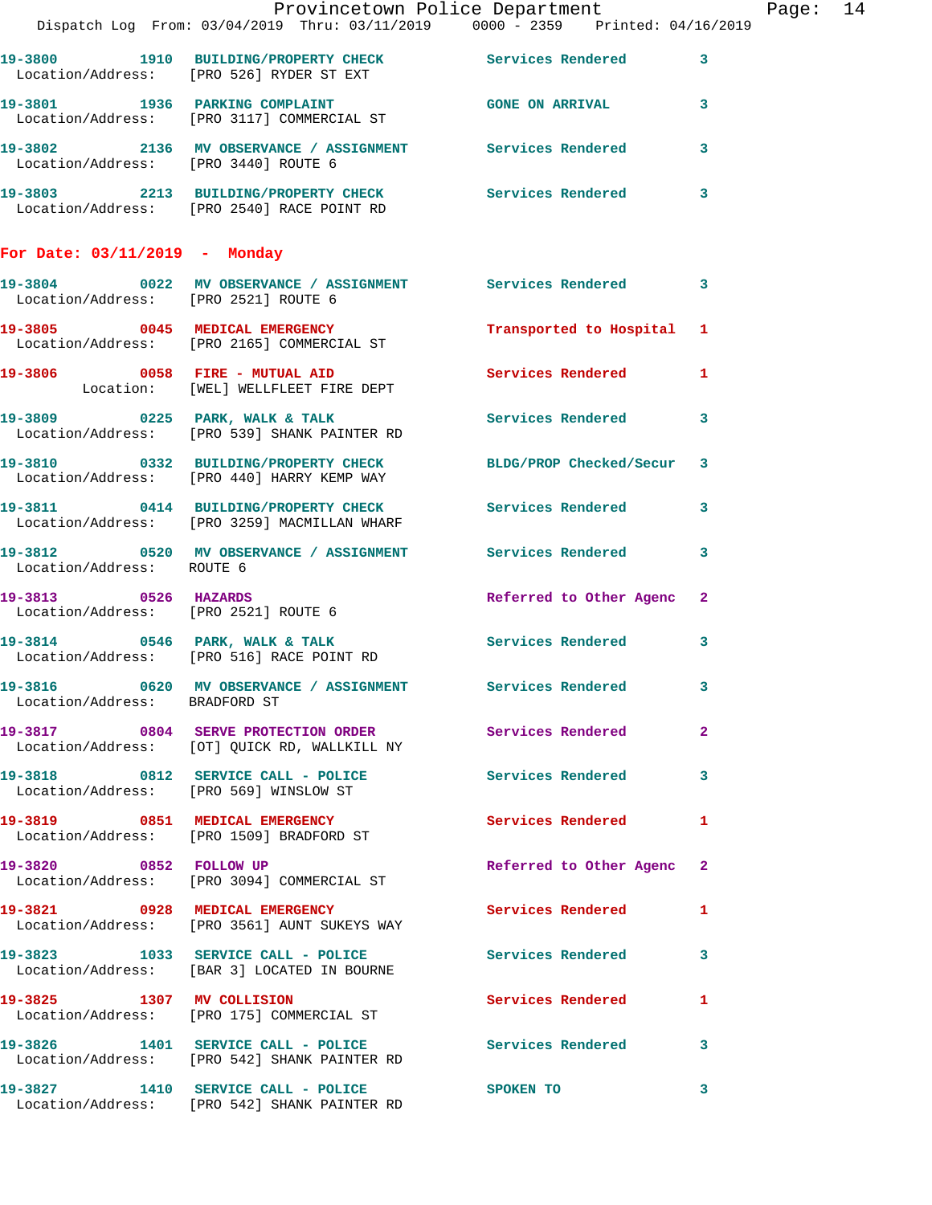| Call # | Time | Call Reason | Action | Priority |
|---|---|---|---|---|
| 19-3800 | 1910 | BUILDING/PROPERTY CHECK | Services Rendered | 3 |
| Location/Address: | | [PRO 526] RYDER ST EXT | | |
| 19-3801 | 1936 | PARKING COMPLAINT | GONE ON ARRIVAL | 3 |
| Location/Address: | | [PRO 3117] COMMERCIAL ST | | |
| 19-3802 | 2136 | MV OBSERVANCE / ASSIGNMENT | Services Rendered | 3 |
| Location/Address: | | [PRO 3440] ROUTE 6 | | |
| 19-3803 | 2213 | BUILDING/PROPERTY CHECK | Services Rendered | 3 |
| Location/Address: | | [PRO 2540] RACE POINT RD | | |

## For Date: 03/11/2019 - Monday

| Call # | Time | Call Reason | Action | Priority |
|---|---|---|---|---|
| 19-3804 | 0022 | MV OBSERVANCE / ASSIGNMENT | Services Rendered | 3 |
| Location/Address: | | [PRO 2521] ROUTE 6 | | |
| 19-3805 | 0045 | MEDICAL EMERGENCY | Transported to Hospital | 1 |
| Location/Address: | | [PRO 2165] COMMERCIAL ST | | |
| 19-3806 | 0058 | FIRE - MUTUAL AID | Services Rendered | 1 |
| Location: | | [WEL] WELLFLEET FIRE DEPT | | |
| 19-3809 | 0225 | PARK, WALK & TALK | Services Rendered | 3 |
| Location/Address: | | [PRO 539] SHANK PAINTER RD | | |
| 19-3810 | 0332 | BUILDING/PROPERTY CHECK | BLDG/PROP Checked/Secur | 3 |
| Location/Address: | | [PRO 440] HARRY KEMP WAY | | |
| 19-3811 | 0414 | BUILDING/PROPERTY CHECK | Services Rendered | 3 |
| Location/Address: | | [PRO 3259] MACMILLAN WHARF | | |
| 19-3812 | 0520 | MV OBSERVANCE / ASSIGNMENT | Services Rendered | 3 |
| Location/Address: | | ROUTE 6 | | |
| 19-3813 | 0526 | HAZARDS | Referred to Other Agenc | 2 |
| Location/Address: | | [PRO 2521] ROUTE 6 | | |
| 19-3814 | 0546 | PARK, WALK & TALK | Services Rendered | 3 |
| Location/Address: | | [PRO 516] RACE POINT RD | | |
| 19-3816 | 0620 | MV OBSERVANCE / ASSIGNMENT | Services Rendered | 3 |
| Location/Address: | | BRADFORD ST | | |
| 19-3817 | 0804 | SERVE PROTECTION ORDER | Services Rendered | 2 |
| Location/Address: | | [OT] QUICK RD, WALLKILL NY | | |
| 19-3818 | 0812 | SERVICE CALL - POLICE | Services Rendered | 3 |
| Location/Address: | | [PRO 569] WINSLOW ST | | |
| 19-3819 | 0851 | MEDICAL EMERGENCY | Services Rendered | 1 |
| Location/Address: | | [PRO 1509] BRADFORD ST | | |
| 19-3820 | 0852 | FOLLOW UP | Referred to Other Agenc | 2 |
| Location/Address: | | [PRO 3094] COMMERCIAL ST | | |
| 19-3821 | 0928 | MEDICAL EMERGENCY | Services Rendered | 1 |
| Location/Address: | | [PRO 3561] AUNT SUKEYS WAY | | |
| 19-3823 | 1033 | SERVICE CALL - POLICE | Services Rendered | 3 |
| Location/Address: | | [BAR 3] LOCATED IN BOURNE | | |
| 19-3825 | 1307 | MV COLLISION | Services Rendered | 1 |
| Location/Address: | | [PRO 175] COMMERCIAL ST | | |
| 19-3826 | 1401 | SERVICE CALL - POLICE | Services Rendered | 3 |
| Location/Address: | | [PRO 542] SHANK PAINTER RD | | |
| 19-3827 | 1410 | SERVICE CALL - POLICE | SPOKEN TO | 3 |
| Location/Address: | | [PRO 542] SHANK PAINTER RD | | |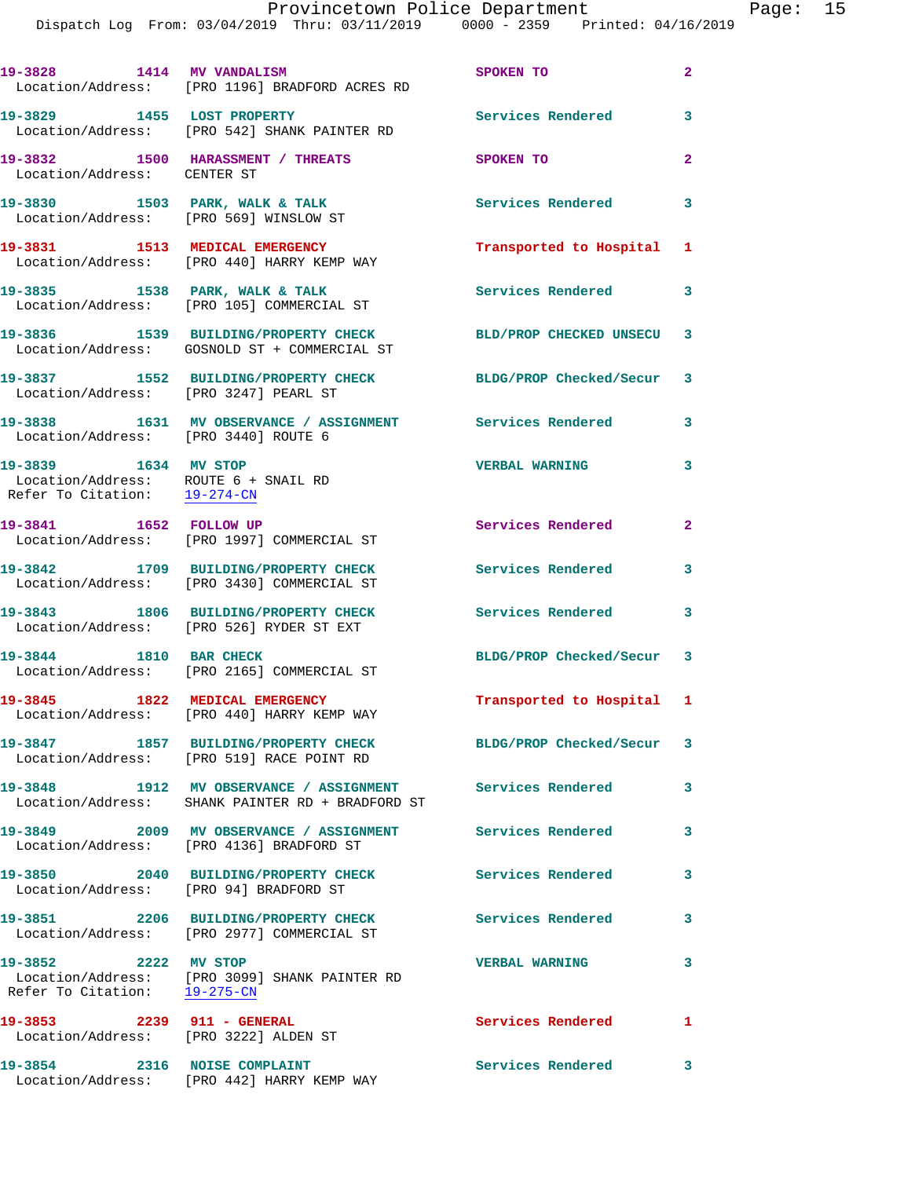19-3828 1414 **MV VANDALISM** SPOKEN TO 2
Location/Address: [PRO 1196] BRADFORD ACRES RD

19-3829 1455 **LOST PROPERTY** Services Rendered 3
Location/Address: [PRO 542] SHANK PAINTER RD

19-3832 1500 **HARASSMENT / THREATS** SPOKEN TO 2
Location/Address: CENTER ST

19-3830 1503 **PARK, WALK & TALK** Services Rendered 3
Location/Address: [PRO 569] WINSLOW ST

19-3831 1513 **MEDICAL EMERGENCY** Transported to Hospital 1
Location/Address: [PRO 440] HARRY KEMP WAY

19-3835 1538 **PARK, WALK & TALK** Services Rendered 3
Location/Address: [PRO 105] COMMERCIAL ST

19-3836 1539 **BUILDING/PROPERTY CHECK** BLD/PROP CHECKED UNSECU 3
Location/Address: GOSNOLD ST + COMMERCIAL ST

19-3837 1552 **BUILDING/PROPERTY CHECK** BLDG/PROP Checked/Secur 3
Location/Address: [PRO 3247] PEARL ST

19-3838 1631 **MV OBSERVANCE / ASSIGNMENT** Services Rendered 3
Location/Address: [PRO 3440] ROUTE 6

19-3839 1634 **MV STOP** VERBAL WARNING 3
Location/Address: ROUTE 6 + SNAIL RD
Refer To Citation: 19-274-CN

19-3841 1652 **FOLLOW UP** Services Rendered 2
Location/Address: [PRO 1997] COMMERCIAL ST

19-3842 1709 **BUILDING/PROPERTY CHECK** Services Rendered 3
Location/Address: [PRO 3430] COMMERCIAL ST

19-3843 1806 **BUILDING/PROPERTY CHECK** Services Rendered 3
Location/Address: [PRO 526] RYDER ST EXT

19-3844 1810 **BAR CHECK** BLDG/PROP Checked/Secur 3
Location/Address: [PRO 2165] COMMERCIAL ST

19-3845 1822 **MEDICAL EMERGENCY** Transported to Hospital 1
Location/Address: [PRO 440] HARRY KEMP WAY

19-3847 1857 **BUILDING/PROPERTY CHECK** BLDG/PROP Checked/Secur 3
Location/Address: [PRO 519] RACE POINT RD

19-3848 1912 **MV OBSERVANCE / ASSIGNMENT** Services Rendered 3
Location/Address: SHANK PAINTER RD + BRADFORD ST

19-3849 2009 **MV OBSERVANCE / ASSIGNMENT** Services Rendered 3
Location/Address: [PRO 4136] BRADFORD ST

19-3850 2040 **BUILDING/PROPERTY CHECK** Services Rendered 3
Location/Address: [PRO 94] BRADFORD ST

19-3851 2206 **BUILDING/PROPERTY CHECK** Services Rendered 3
Location/Address: [PRO 2977] COMMERCIAL ST

19-3852 2222 **MV STOP** VERBAL WARNING 3
Location/Address: [PRO 3099] SHANK PAINTER RD
Refer To Citation: 19-275-CN

19-3853 2239 **911 - GENERAL** Services Rendered 1
Location/Address: [PRO 3222] ALDEN ST

19-3854 2316 **NOISE COMPLAINT** Services Rendered 3
Location/Address: [PRO 442] HARRY KEMP WAY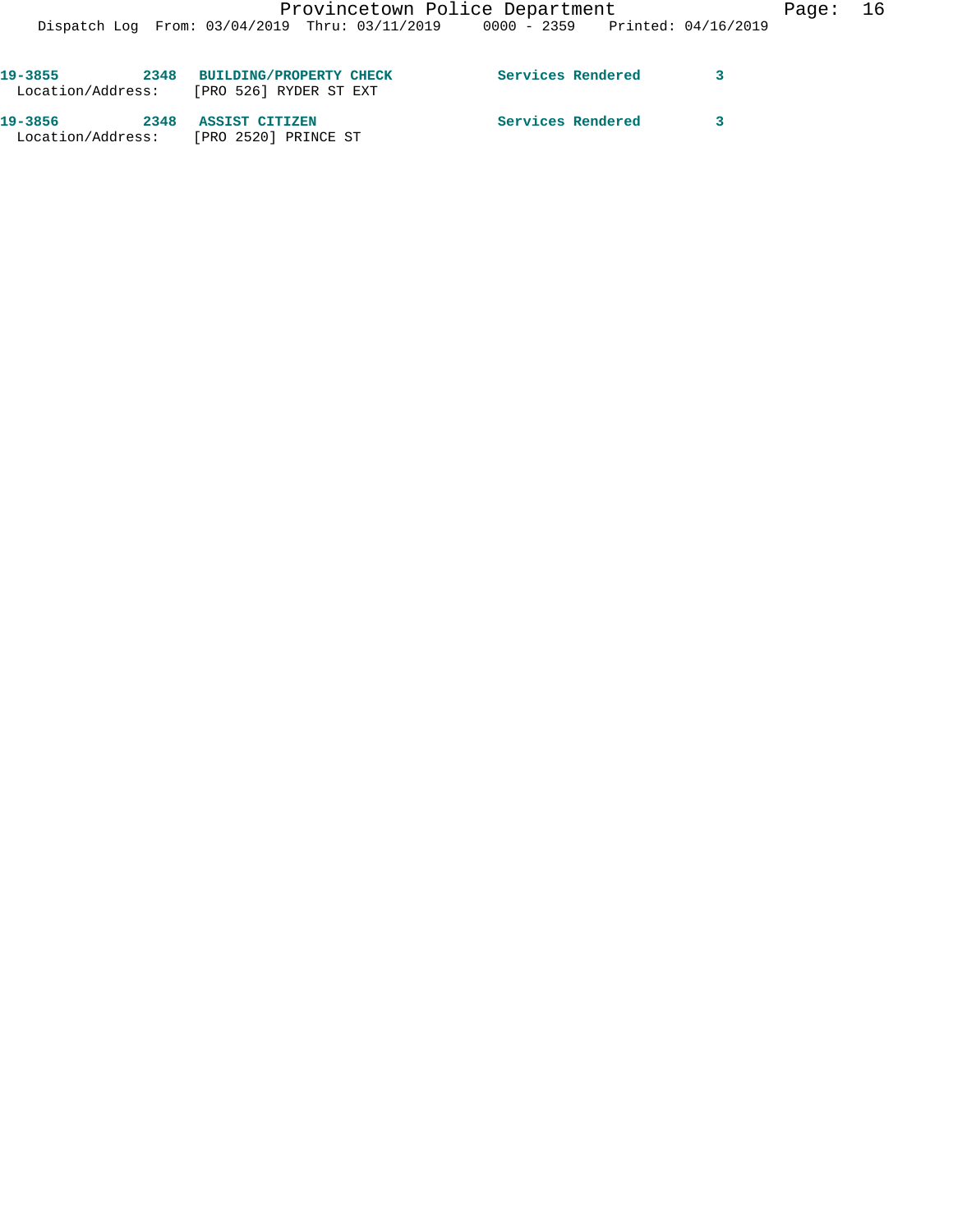**19-3855** **2348 BUILDING/PROPERTY CHECK** **Services Rendered** **3**
Location/Address: [PRO 526] RYDER ST EXT

**19-3856** **2348 ASSIST CITIZEN** **Services Rendered** **3**
Location/Address: [PRO 2520] PRINCE ST